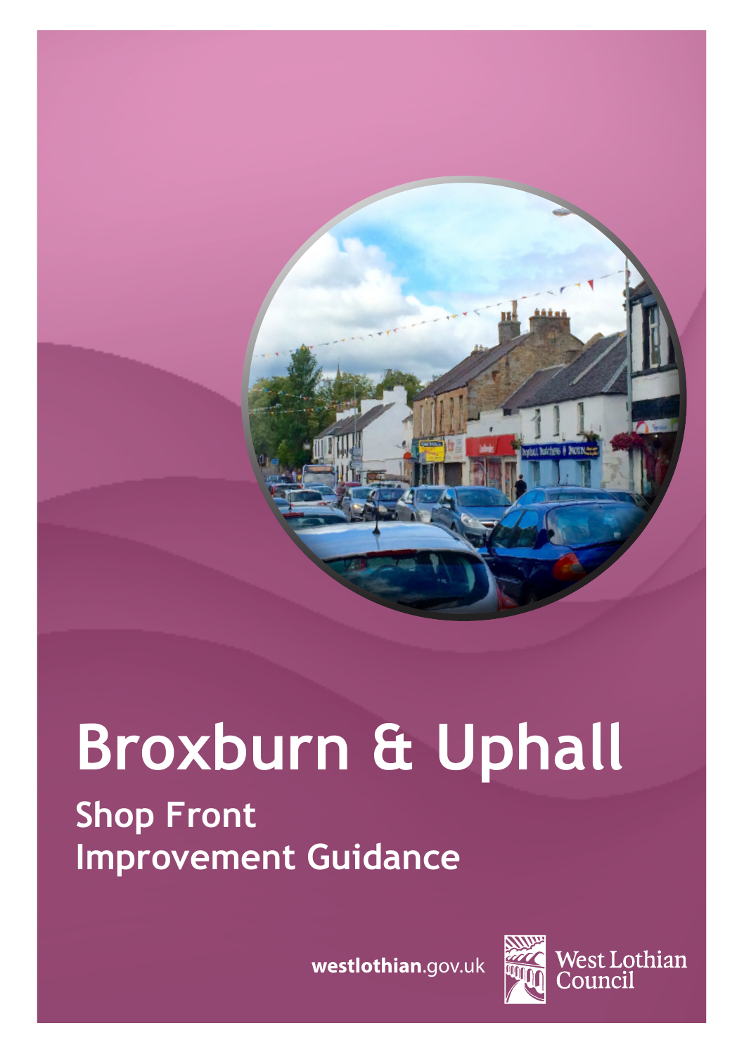# Broxburn & Uphall

## Shop Front Improvement Guidance

westlothian.gov.uk

West Lothian Council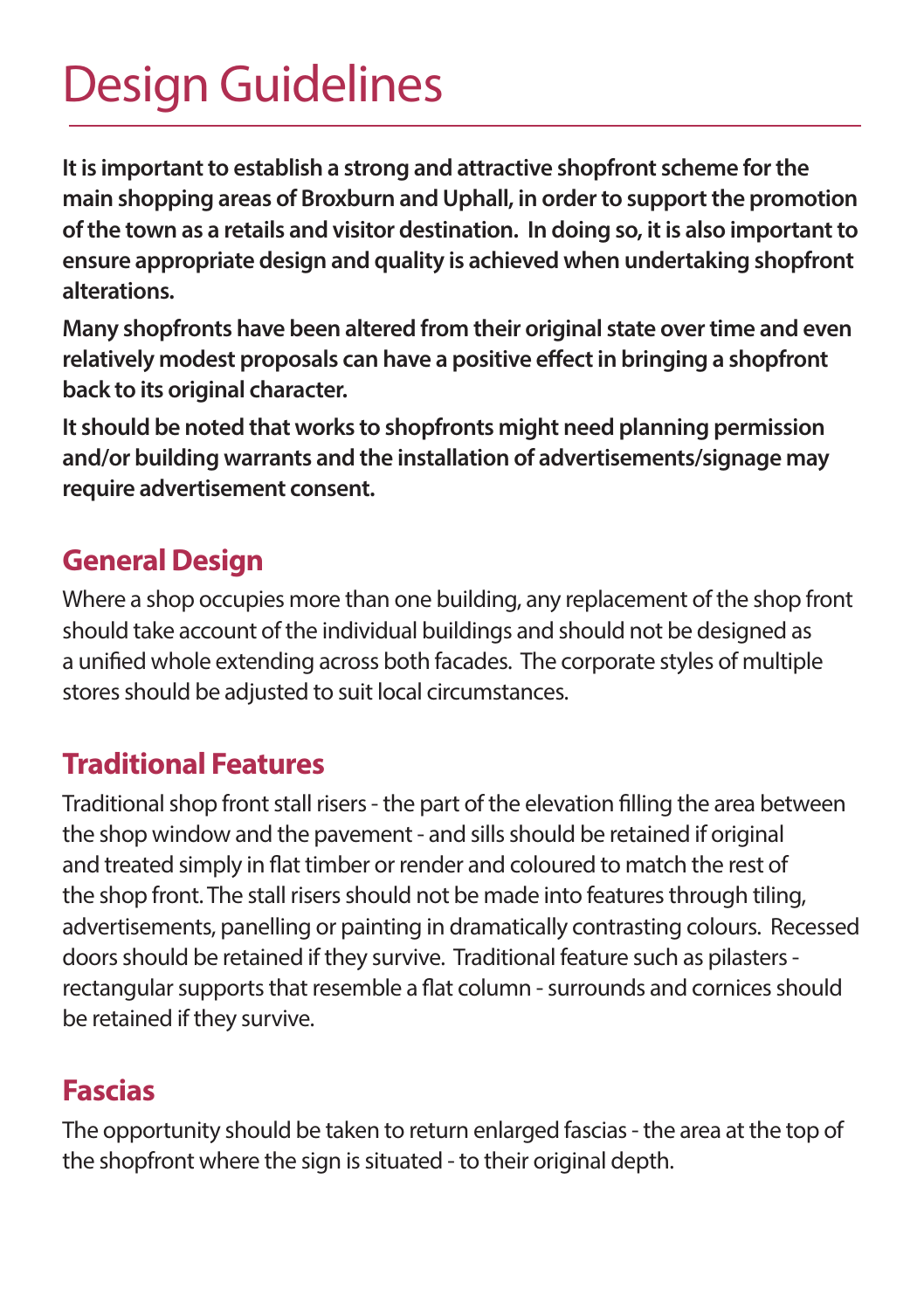# Design Guidelines

**It is important to establish a strong and attractive shopfront scheme for the main shopping areas of Broxburn and Uphall, in order to support the promotion of the town as a retails and visitor destination.  In doing so, it is also important to ensure appropriate design and quality is achieved when undertaking shopfront alterations.**

**Many shopfronts have been altered from their original state over time and even relatively modest proposals can have a positive effect in bringing a shopfront back to its original character.**

**It should be noted that works to shopfronts might need planning permission and/or building warrants and the installation of advertisements/signage may require advertisement consent.**

## General Design

Where a shop occupies more than one building, any replacement of the shop front should take account of the individual buildings and should not be designed as a unified whole extending across both facades.  The corporate styles of multiple stores should be adjusted to suit local circumstances.

## Traditional Features

Traditional shop front stall risers - the part of the elevation filling the area between the shop window and the pavement - and sills should be retained if original and treated simply in flat timber or render and coloured to match the rest of the shop front. The stall risers should not be made into features through tiling, advertisements, panelling or painting in dramatically contrasting colours.  Recessed doors should be retained if they survive.  Traditional feature such as pilasters - rectangular supports that resemble a flat column - surrounds and cornices should be retained if they survive.

## Fascias

The opportunity should be taken to return enlarged fascias - the area at the top of the shopfront where the sign is situated - to their original depth.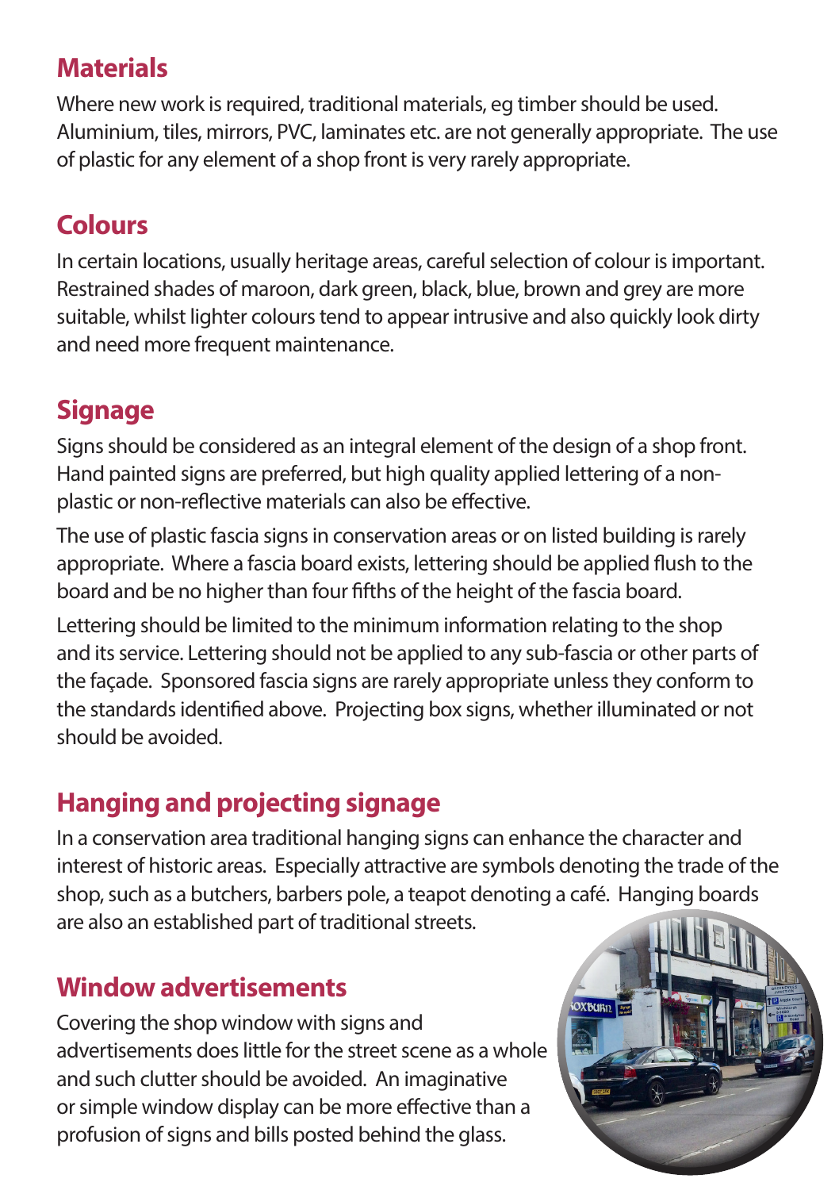## Materials

Where new work is required, traditional materials, eg timber should be used. Aluminium, tiles, mirrors, PVC, laminates etc. are not generally appropriate. The use of plastic for any element of a shop front is very rarely appropriate.

## Colours

In certain locations, usually heritage areas, careful selection of colour is important. Restrained shades of maroon, dark green, black, blue, brown and grey are more suitable, whilst lighter colours tend to appear intrusive and also quickly look dirty and need more frequent maintenance.

## Signage

Signs should be considered as an integral element of the design of a shop front. Hand painted signs are preferred, but high quality applied lettering of a non-plastic or non-reflective materials can also be effective.

The use of plastic fascia signs in conservation areas or on listed building is rarely appropriate. Where a fascia board exists, lettering should be applied flush to the board and be no higher than four fifths of the height of the fascia board.

Lettering should be limited to the minimum information relating to the shop and its service. Lettering should not be applied to any sub-fascia or other parts of the façade. Sponsored fascia signs are rarely appropriate unless they conform to the standards identified above. Projecting box signs, whether illuminated or not should be avoided.

## Hanging and projecting signage

In a conservation area traditional hanging signs can enhance the character and interest of historic areas. Especially attractive are symbols denoting the trade of the shop, such as a butchers, barbers pole, a teapot denoting a café. Hanging boards are also an established part of traditional streets.

## Window advertisements

Covering the shop window with signs and advertisements does little for the street scene as a whole and such clutter should be avoided. An imaginative or simple window display can be more effective than a profusion of signs and bills posted behind the glass.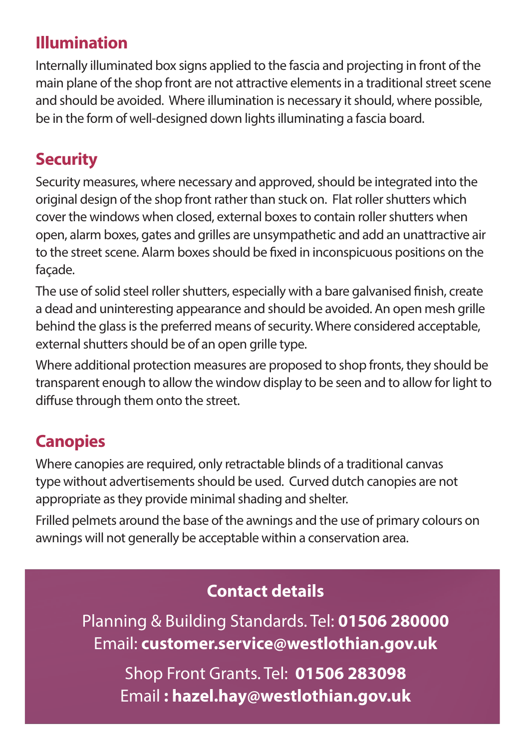## Illumination

Internally illuminated box signs applied to the fascia and projecting in front of the main plane of the shop front are not attractive elements in a traditional street scene and should be avoided. Where illumination is necessary it should, where possible, be in the form of well-designed down lights illuminating a fascia board.

## Security

Security measures, where necessary and approved, should be integrated into the original design of the shop front rather than stuck on. Flat roller shutters which cover the windows when closed, external boxes to contain roller shutters when open, alarm boxes, gates and grilles are unsympathetic and add an unattractive air to the street scene. Alarm boxes should be fixed in inconspicuous positions on the façade.

The use of solid steel roller shutters, especially with a bare galvanised finish, create a dead and uninteresting appearance and should be avoided. An open mesh grille behind the glass is the preferred means of security. Where considered acceptable, external shutters should be of an open grille type.

Where additional protection measures are proposed to shop fronts, they should be transparent enough to allow the window display to be seen and to allow for light to diffuse through them onto the street.

## Canopies

Where canopies are required, only retractable blinds of a traditional canvas type without advertisements should be used. Curved dutch canopies are not appropriate as they provide minimal shading and shelter.

Frilled pelmets around the base of the awnings and the use of primary colours on awnings will not generally be acceptable within a conservation area.

### Contact details

Planning & Building Standards. Tel: **01506 280000**
Email: **customer.service@westlothian.gov.uk**

Shop Front Grants. Tel: **01506 283098**
Email **: hazel.hay@westlothian.gov.uk**